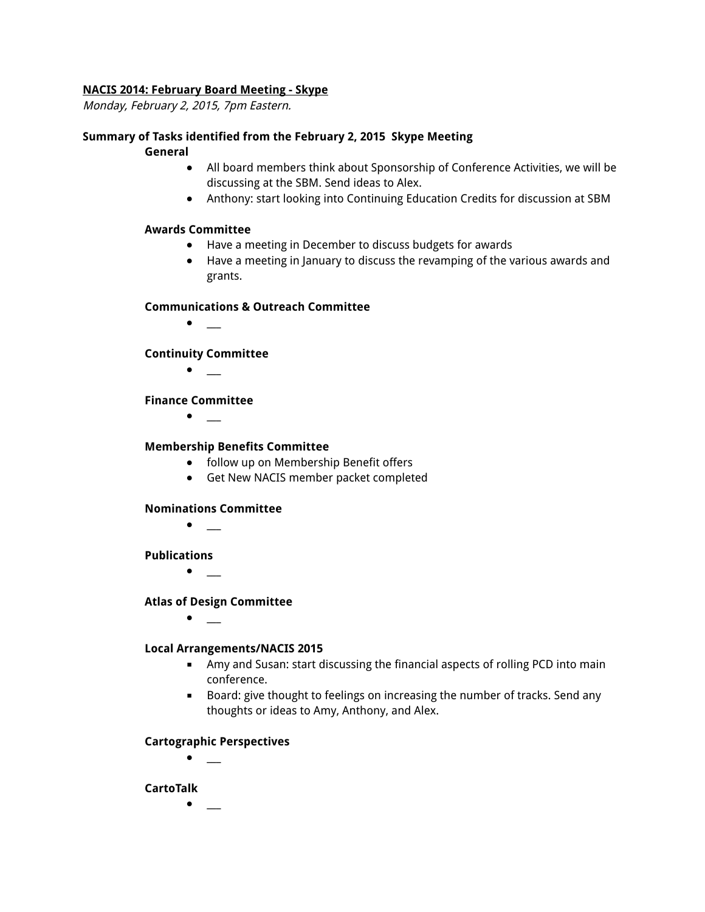**NACIS 2014: February Board Meeting - Skype**

*Monday, February 2, 2015, 7pm Eastern.*

**Summary of Tasks identified from the February 2, 2015 Skype Meeting**

**General**

- All board members think about Sponsorship of Conference Activities, we will be discussing at the SBM. Send ideas to Alex.
- Anthony: start looking into Continuing Education Credits for discussion at SBM

**Awards Committee**

- Have a meeting in December to discuss budgets for awards
- Have a meeting in January to discuss the revamping of the various awards and grants.

**Communications & Outreach Committee**

- ___

**Continuity Committee**

- ___

**Finance Committee**

- ___

**Membership Benefits Committee**

- follow up on Membership Benefit offers
- Get New NACIS member packet completed

**Nominations Committee**

- ___

**Publications**

- ___

**Atlas of Design Committee**

- ___

**Local Arrangements/NACIS 2015**

- Amy and Susan: start discussing the financial aspects of rolling PCD into main conference.
- Board: give thought to feelings on increasing the number of tracks. Send any thoughts or ideas to Amy, Anthony, and Alex.

**Cartographic Perspectives**

- ___

**CartoTalk**

- ___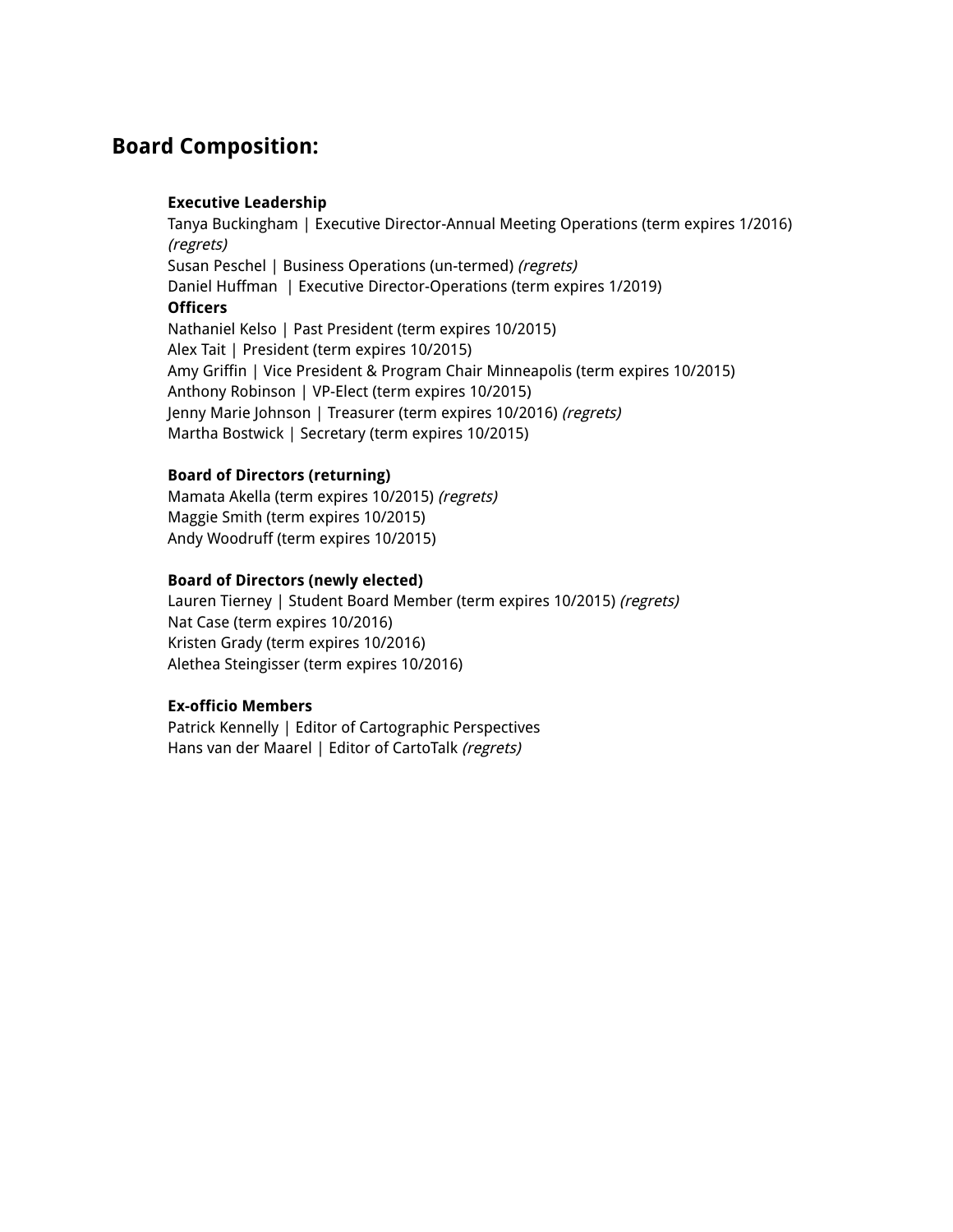## Board Composition:

**Executive Leadership**
Tanya Buckingham | Executive Director-Annual Meeting Operations (term expires 1/2016) *(regrets)*
Susan Peschel | Business Operations (un-termed) *(regrets)*
Daniel Huffman | Executive Director-Operations (term expires 1/2019)

**Officers**
Nathaniel Kelso | Past President (term expires 10/2015)
Alex Tait | President (term expires 10/2015)
Amy Griffin | Vice President & Program Chair Minneapolis (term expires 10/2015)
Anthony Robinson | VP-Elect (term expires 10/2015)
Jenny Marie Johnson | Treasurer (term expires 10/2016) *(regrets)*
Martha Bostwick | Secretary (term expires 10/2015)

**Board of Directors (returning)**
Mamata Akella (term expires 10/2015) *(regrets)*
Maggie Smith (term expires 10/2015)
Andy Woodruff (term expires 10/2015)

**Board of Directors (newly elected)**
Lauren Tierney | Student Board Member (term expires 10/2015) *(regrets)*
Nat Case (term expires 10/2016)
Kristen Grady (term expires 10/2016)
Alethea Steingisser (term expires 10/2016)

**Ex-officio Members**
Patrick Kennelly | Editor of Cartographic Perspectives
Hans van der Maarel | Editor of CartoTalk *(regrets)*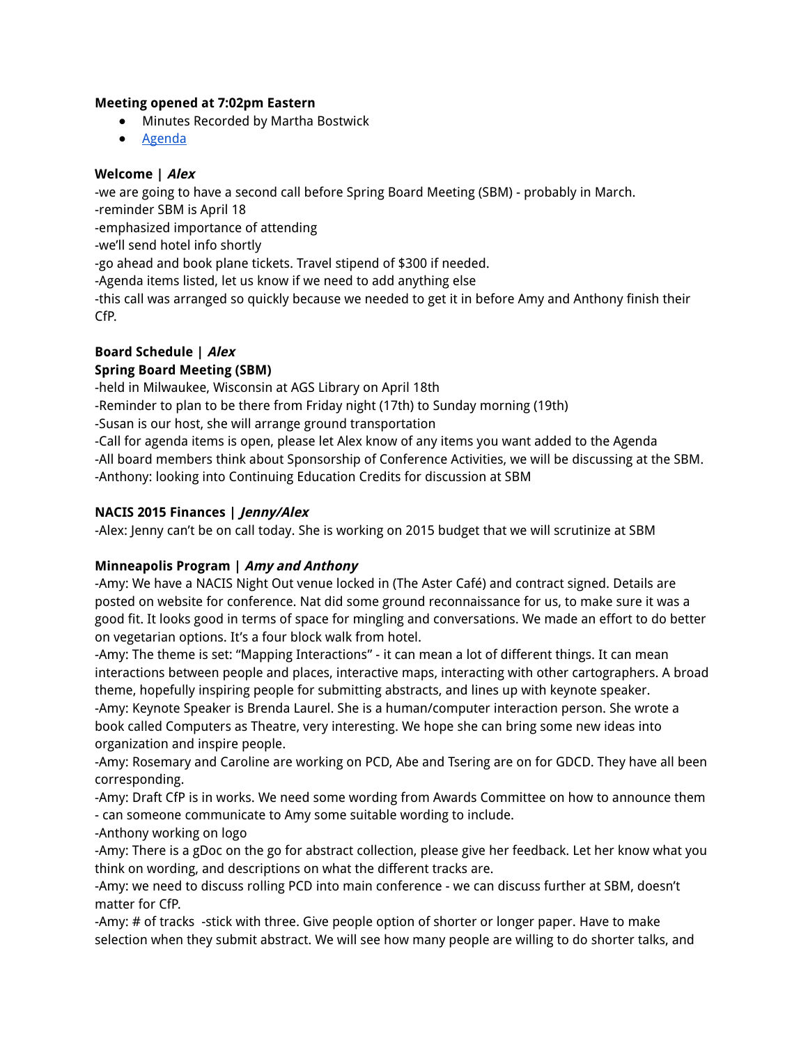**Meeting opened at 7:02pm Eastern**

- Minutes Recorded by Martha Bostwick
- Agenda

**Welcome | *Alex***

-we are going to have a second call before Spring Board Meeting (SBM) - probably in March.
-reminder SBM is April 18
-emphasized importance of attending
-we'll send hotel info shortly
-go ahead and book plane tickets. Travel stipend of $300 if needed.
-Agenda items listed, let us know if we need to add anything else
-this call was arranged so quickly because we needed to get it in before Amy and Anthony finish their CfP.

**Board Schedule | *Alex***

**Spring Board Meeting (SBM)**

-held in Milwaukee, Wisconsin at AGS Library on April 18th
-Reminder to plan to be there from Friday night (17th) to Sunday morning (19th)
-Susan is our host, she will arrange ground transportation
-Call for agenda items is open, please let Alex know of any items you want added to the Agenda
-All board members think about Sponsorship of Conference Activities, we will be discussing at the SBM.
-Anthony: looking into Continuing Education Credits for discussion at SBM

**NACIS 2015 Finances | *Jenny/Alex***

-Alex: Jenny can't be on call today. She is working on 2015 budget that we will scrutinize at SBM

**Minneapolis Program | *Amy and Anthony***

-Amy: We have a NACIS Night Out venue locked in (The Aster Café) and contract signed. Details are posted on website for conference. Nat did some ground reconnaissance for us, to make sure it was a good fit. It looks good in terms of space for mingling and conversations. We made an effort to do better on vegetarian options. It's a four block walk from hotel.
-Amy: The theme is set: "Mapping Interactions" - it can mean a lot of different things. It can mean interactions between people and places, interactive maps, interacting with other cartographers. A broad theme, hopefully inspiring people for submitting abstracts, and lines up with keynote speaker.
-Amy: Keynote Speaker is Brenda Laurel. She is a human/computer interaction person. She wrote a book called Computers as Theatre, very interesting. We hope she can bring some new ideas into organization and inspire people.
-Amy: Rosemary and Caroline are working on PCD, Abe and Tsering are on for GDCD. They have all been corresponding.
-Amy: Draft CfP is in works. We need some wording from Awards Committee on how to announce them - can someone communicate to Amy some suitable wording to include.
-Anthony working on logo
-Amy: There is a gDoc on the go for abstract collection, please give her feedback. Let her know what you think on wording, and descriptions on what the different tracks are.
-Amy: we need to discuss rolling PCD into main conference - we can discuss further at SBM, doesn't matter for CfP.
-Amy: # of tracks -stick with three. Give people option of shorter or longer paper. Have to make selection when they submit abstract. We will see how many people are willing to do shorter talks, and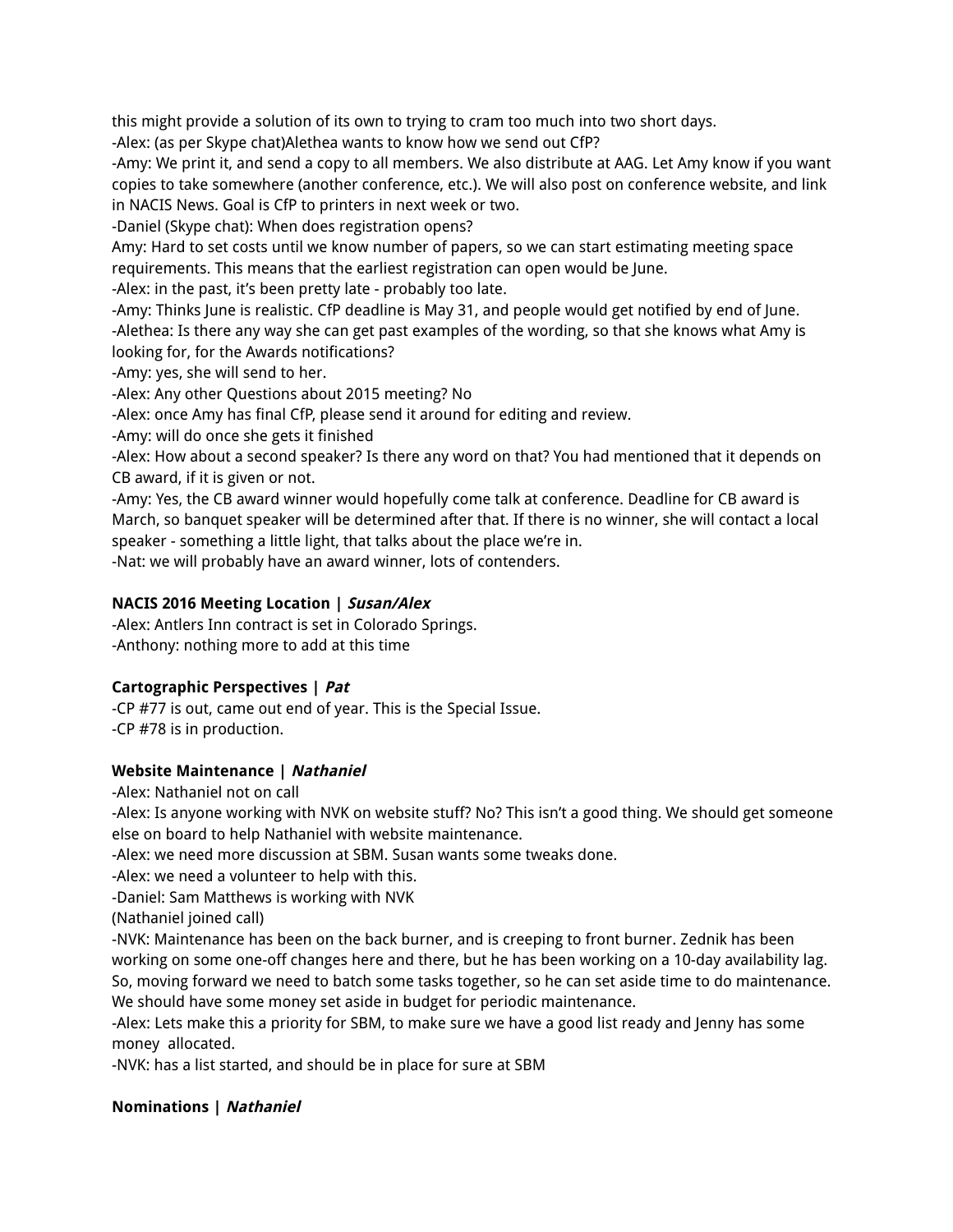this might provide a solution of its own to trying to cram too much into two short days.

-Alex: (as per Skype chat)Alethea wants to know how we send out CfP?

-Amy: We print it, and send a copy to all members. We also distribute at AAG. Let Amy know if you want copies to take somewhere (another conference, etc.). We will also post on conference website, and link in NACIS News. Goal is CfP to printers in next week or two.

-Daniel (Skype chat): When does registration opens?

Amy: Hard to set costs until we know number of papers, so we can start estimating meeting space requirements. This means that the earliest registration can open would be June.

-Alex: in the past, it's been pretty late - probably too late.

-Amy: Thinks June is realistic. CfP deadline is May 31, and people would get notified by end of June.

-Alethea: Is there any way she can get past examples of the wording, so that she knows what Amy is looking for, for the Awards notifications?

-Amy: yes, she will send to her.

-Alex: Any other Questions about 2015 meeting? No

-Alex: once Amy has final CfP, please send it around for editing and review.

-Amy: will do once she gets it finished

-Alex: How about a second speaker? Is there any word on that? You had mentioned that it depends on CB award, if it is given or not.

-Amy: Yes, the CB award winner would hopefully come talk at conference. Deadline for CB award is March, so banquet speaker will be determined after that. If there is no winner, she will contact a local speaker - something a little light, that talks about the place we're in.

-Nat: we will probably have an award winner, lots of contenders.

**NACIS 2016 Meeting Location | *Susan/Alex***

-Alex: Antlers Inn contract is set in Colorado Springs.

-Anthony: nothing more to add at this time

**Cartographic Perspectives | *Pat***

-CP #77 is out, came out end of year. This is the Special Issue.

-CP #78 is in production.

**Website Maintenance | *Nathaniel***

-Alex: Nathaniel not on call

-Alex: Is anyone working with NVK on website stuff? No? This isn't a good thing. We should get someone else on board to help Nathaniel with website maintenance.

-Alex: we need more discussion at SBM. Susan wants some tweaks done.

-Alex: we need a volunteer to help with this.

-Daniel: Sam Matthews is working with NVK

(Nathaniel joined call)

-NVK: Maintenance has been on the back burner, and is creeping to front burner. Zednik has been working on some one-off changes here and there, but he has been working on a 10-day availability lag. So, moving forward we need to batch some tasks together, so he can set aside time to do maintenance. We should have some money set aside in budget for periodic maintenance.

-Alex: Lets make this a priority for SBM, to make sure we have a good list ready and Jenny has some money allocated.

-NVK: has a list started, and should be in place for sure at SBM

**Nominations | *Nathaniel***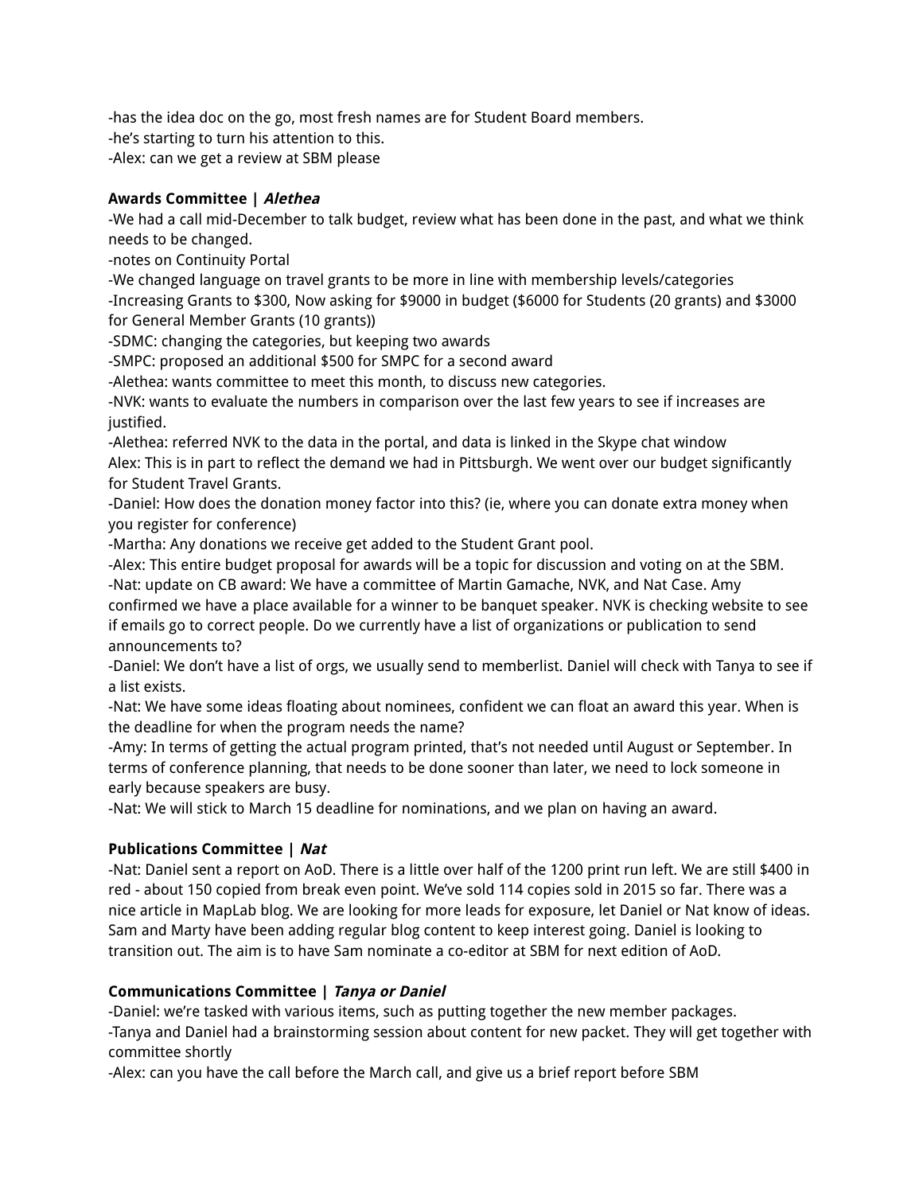-has the idea doc on the go, most fresh names are for Student Board members.
-he's starting to turn his attention to this.
-Alex: can we get a review at SBM please

**Awards Committee |** ***Alethea***

-We had a call mid-December to talk budget, review what has been done in the past, and what we think needs to be changed.
-notes on Continuity Portal
-We changed language on travel grants to be more in line with membership levels/categories
-Increasing Grants to $300, Now asking for $9000 in budget ($6000 for Students (20 grants) and $3000 for General Member Grants (10 grants))
-SDMC: changing the categories, but keeping two awards
-SMPC: proposed an additional $500 for SMPC for a second award
-Alethea: wants committee to meet this month, to discuss new categories.
-NVK: wants to evaluate the numbers in comparison over the last few years to see if increases are justified.
-Alethea: referred NVK to the data in the portal, and data is linked in the Skype chat window
Alex: This is in part to reflect the demand we had in Pittsburgh. We went over our budget significantly for Student Travel Grants.
-Daniel: How does the donation money factor into this? (ie, where you can donate extra money when you register for conference)
-Martha: Any donations we receive get added to the Student Grant pool.
-Alex: This entire budget proposal for awards will be a topic for discussion and voting on at the SBM.
-Nat: update on CB award: We have a committee of Martin Gamache, NVK, and Nat Case. Amy confirmed we have a place available for a winner to be banquet speaker. NVK is checking website to see if emails go to correct people. Do we currently have a list of organizations or publication to send announcements to?
-Daniel: We don't have a list of orgs, we usually send to memberlist. Daniel will check with Tanya to see if a list exists.
-Nat: We have some ideas floating about nominees, confident we can float an award this year. When is the deadline for when the program needs the name?
-Amy: In terms of getting the actual program printed, that's not needed until August or September. In terms of conference planning, that needs to be done sooner than later, we need to lock someone in early because speakers are busy.
-Nat: We will stick to March 15 deadline for nominations, and we plan on having an award.

**Publications Committee |** ***Nat***

-Nat: Daniel sent a report on AoD. There is a little over half of the 1200 print run left. We are still $400 in red - about 150 copied from break even point. We've sold 114 copies sold in 2015 so far. There was a nice article in MapLab blog. We are looking for more leads for exposure, let Daniel or Nat know of ideas. Sam and Marty have been adding regular blog content to keep interest going. Daniel is looking to transition out. The aim is to have Sam nominate a co-editor at SBM for next edition of AoD.

**Communications Committee |** ***Tanya or Daniel***

-Daniel: we're tasked with various items, such as putting together the new member packages.
-Tanya and Daniel had a brainstorming session about content for new packet. They will get together with committee shortly
-Alex: can you have the call before the March call, and give us a brief report before SBM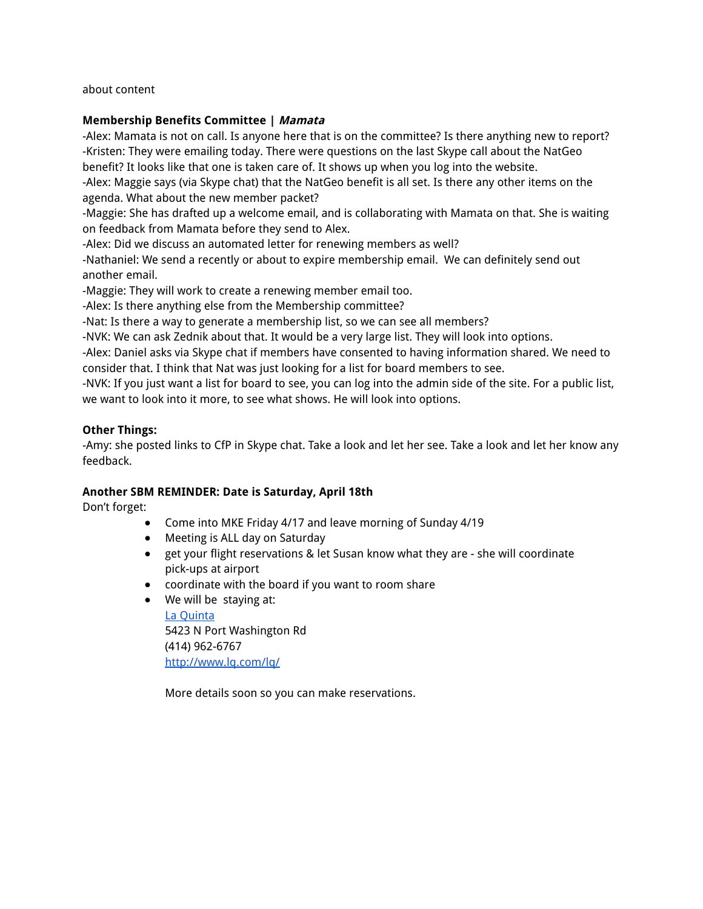about content

**Membership Benefits Committee | *Mamata***

-Alex: Mamata is not on call. Is anyone here that is on the committee? Is there anything new to report?
-Kristen: They were emailing today. There were questions on the last Skype call about the NatGeo benefit? It looks like that one is taken care of. It shows up when you log into the website.
-Alex: Maggie says (via Skype chat) that the NatGeo benefit is all set. Is there any other items on the agenda. What about the new member packet?
-Maggie: She has drafted up a welcome email, and is collaborating with Mamata on that. She is waiting on feedback from Mamata before they send to Alex.
-Alex: Did we discuss an automated letter for renewing members as well?
-Nathaniel: We send a recently or about to expire membership email. We can definitely send out another email.
-Maggie: They will work to create a renewing member email too.
-Alex: Is there anything else from the Membership committee?
-Nat: Is there a way to generate a membership list, so we can see all members?
-NVK: We can ask Zednik about that. It would be a very large list. They will look into options.
-Alex: Daniel asks via Skype chat if members have consented to having information shared. We need to consider that. I think that Nat was just looking for a list for board members to see.
-NVK: If you just want a list for board to see, you can log into the admin side of the site. For a public list, we want to look into it more, to see what shows. He will look into options.

**Other Things:**

-Amy: she posted links to CfP in Skype chat. Take a look and let her see. Take a look and let her know any feedback.

**Another SBM REMINDER: Date is Saturday, April 18th**

Don't forget:

- Come into MKE Friday 4/17 and leave morning of Sunday 4/19
- Meeting is ALL day on Saturday
- get your flight reservations & let Susan know what they are - she will coordinate pick-ups at airport
- coordinate with the board if you want to room share
- We will be staying at:
  [La Quinta](http://www.lq.com/lq/)
  5423 N Port Washington Rd
  (414) 962-6767
  http://www.lq.com/lq/

  More details soon so you can make reservations.